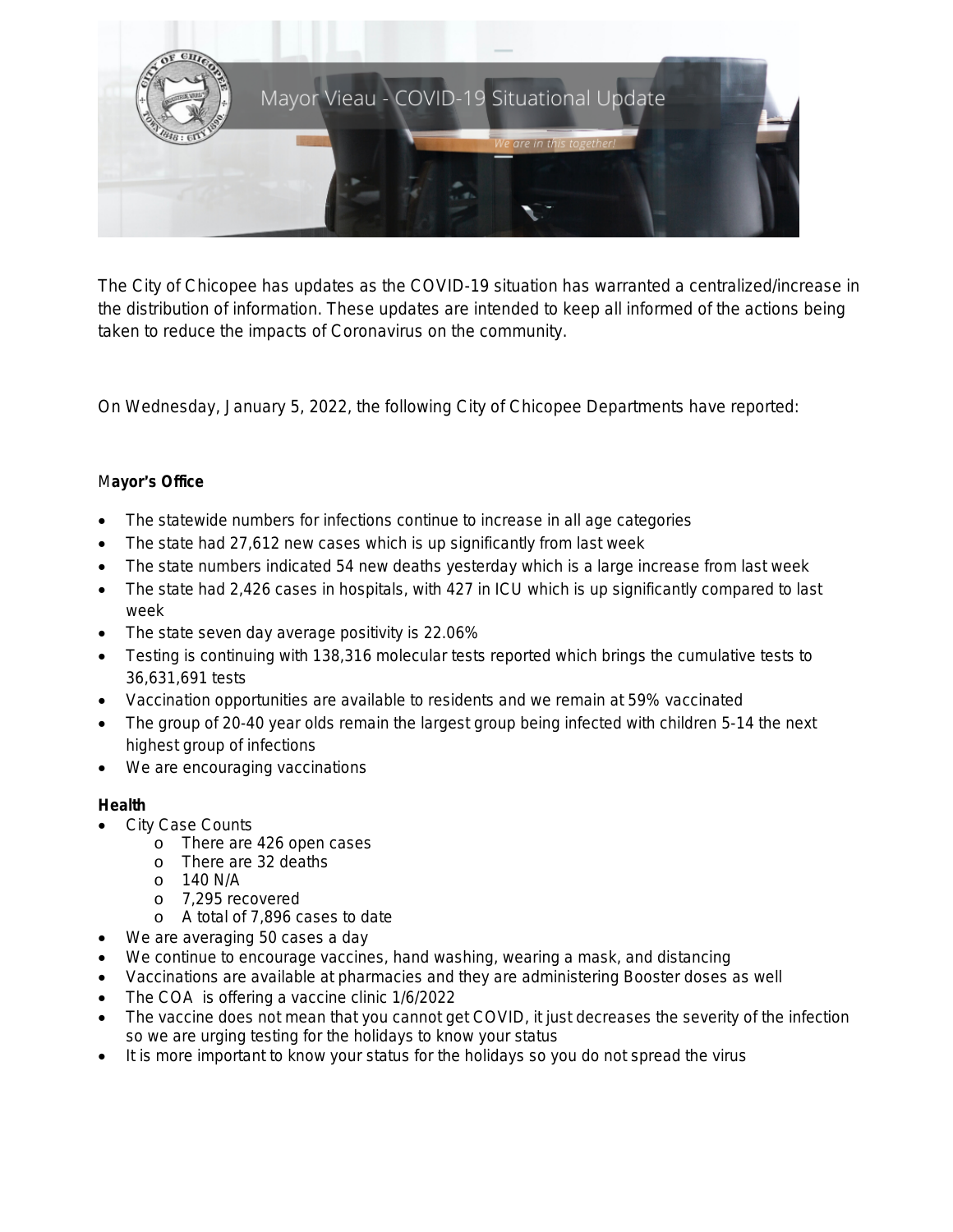# Mayor Vieau - COVID-19 Situational Update

*We are in this together!*

The City of Chicopee has updates as the COVID-19 situation has warranted a centralized/increase in the distribution of information. These updates are intended to keep all informed of the actions being taken to reduce the impacts of Coronavirus on the community.

On Wednesday, January 5, 2022, the following City of Chicopee Departments have reported:

**Mayor's Office**

- The statewide numbers for infections continue to increase in all age categories
- The state had 27,612 new cases which is up significantly from last week
- The state numbers indicated 54 new deaths yesterday which is a large increase from last week
- The state had 2,426 cases in hospitals, with 427 in ICU which is up significantly compared to last week
- The state seven day average positivity is 22.06%
- Testing is continuing with 138,316 molecular tests reported which brings the cumulative tests to 36,631,691 tests
- Vaccination opportunities are available to residents and we remain at 59% vaccinated
- The group of 20-40 year olds remain the largest group being infected with children 5-14 the next highest group of infections
- We are encouraging vaccinations

**Health**

- City Case Counts
    - There are 426 open cases
    - There are 32 deaths
    - 140 N/A
    - 7,295 recovered
    - A total of 7,896 cases to date
- We are averaging 50 cases a day
- We continue to encourage vaccines, hand washing, wearing a mask, and distancing
- Vaccinations are available at pharmacies and they are administering Booster doses as well
- The COA is offering a vaccine clinic 1/6/2022
- The vaccine does not mean that you cannot get COVID, it just decreases the severity of the infection so we are urging testing for the holidays to know your status
- It is more important to know your status for the holidays so you do not spread the virus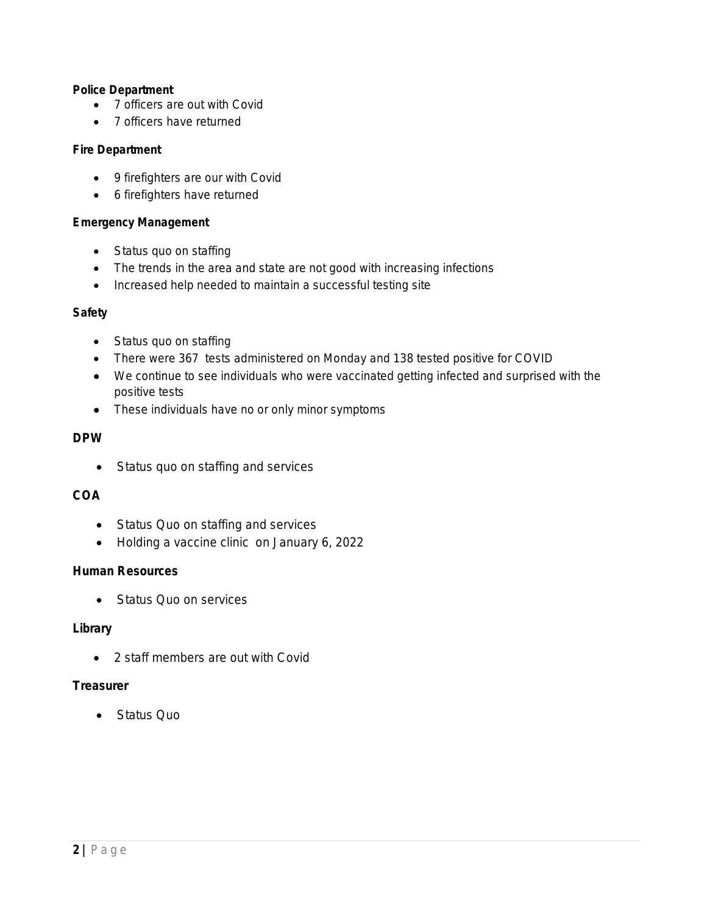**Police Department**

- 7 officers are out with Covid
- 7 officers have returned

**Fire Department**

- 9 firefighters are our with Covid
- 6 firefighters have returned

**Emergency Management**

- Status quo on staffing
- The trends in the area and state are not good with increasing infections
- Increased help needed to maintain a successful testing site

**Safety**

- Status quo on staffing
- There were 367 tests administered on Monday and 138 tested positive for COVID
- We continue to see individuals who were vaccinated getting infected and surprised with the positive tests
- These individuals have no or only minor symptoms

**DPW**

- Status quo on staffing and services

**COA**

- Status Quo on staffing and services
- Holding a vaccine clinic on January 6, 2022

**Human Resources**

- Status Quo on services

**Library**

- 2 staff members are out with Covid

**Treasurer**

- Status Quo